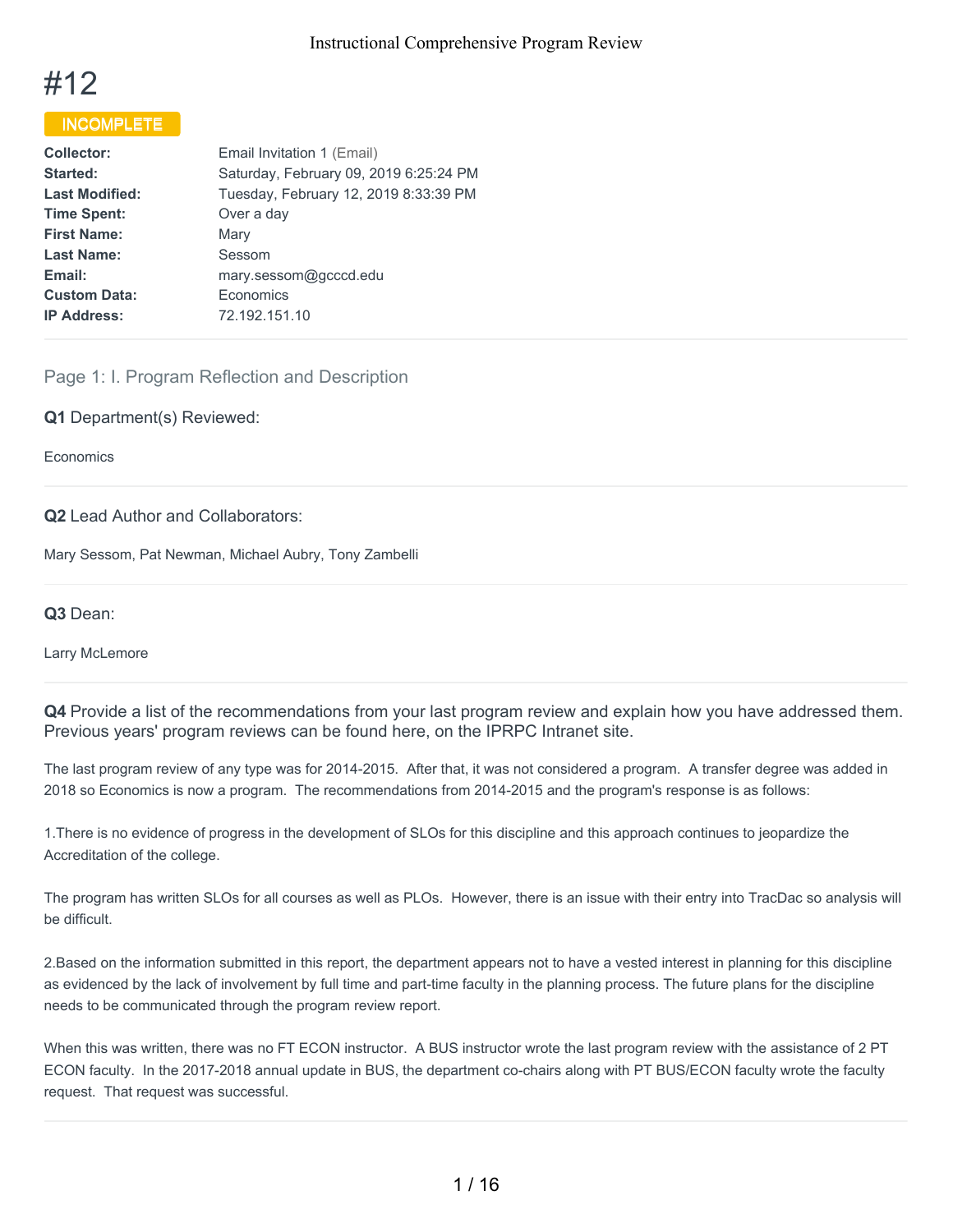# #12

**INCOMPLETE**

| | |
|---|---|
| **Collector:** | Email Invitation 1 (Email) |
| **Started:** | Saturday, February 09, 2019 6:25:24 PM |
| **Last Modified:** | Tuesday, February 12, 2019 8:33:39 PM |
| **Time Spent:** | Over a day |
| **First Name:** | Mary |
| **Last Name:** | Sessom |
| **Email:** | mary.sessom@gcccd.edu |
| **Custom Data:** | Economics |
| **IP Address:** | 72.192.151.10 |

## Page 1: I. Program Reflection and Description

**Q1** Department(s) Reviewed:

Economics

**Q2** Lead Author and Collaborators:

Mary Sessom, Pat Newman, Michael Aubry, Tony Zambelli

**Q3** Dean:

Larry McLemore

**Q4** Provide a list of the recommendations from your last program review and explain how you have addressed them. Previous years' program reviews can be found here, on the IPRPC Intranet site.

The last program review of any type was for 2014-2015. After that, it was not considered a program. A transfer degree was added in 2018 so Economics is now a program. The recommendations from 2014-2015 and the program's response is as follows:

1.There is no evidence of progress in the development of SLOs for this discipline and this approach continues to jeopardize the Accreditation of the college.

The program has written SLOs for all courses as well as PLOs. However, there is an issue with their entry into TracDac so analysis will be difficult.

2.Based on the information submitted in this report, the department appears not to have a vested interest in planning for this discipline as evidenced by the lack of involvement by full time and part-time faculty in the planning process. The future plans for the discipline needs to be communicated through the program review report.

When this was written, there was no FT ECON instructor. A BUS instructor wrote the last program review with the assistance of 2 PT ECON faculty. In the 2017-2018 annual update in BUS, the department co-chairs along with PT BUS/ECON faculty wrote the faculty request. That request was successful.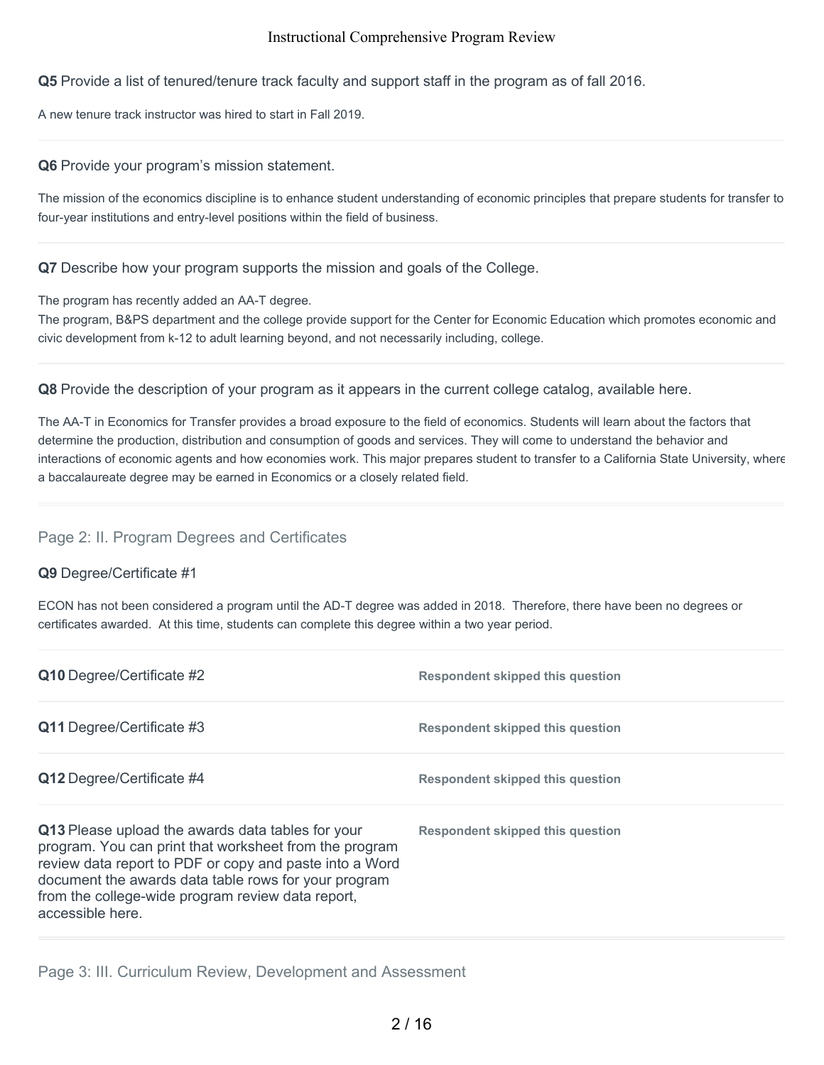**Q5** Provide a list of tenured/tenure track faculty and support staff in the program as of fall 2016.

A new tenure track instructor was hired to start in Fall 2019.

**Q6** Provide your program's mission statement.

The mission of the economics discipline is to enhance student understanding of economic principles that prepare students for transfer to four-year institutions and entry-level positions within the field of business.

**Q7** Describe how your program supports the mission and goals of the College.

The program has recently added an AA-T degree.
The program, B&PS department and the college provide support for the Center for Economic Education which promotes economic and civic development from k-12 to adult learning beyond, and not necessarily including, college.

**Q8** Provide the description of your program as it appears in the current college catalog, available here.

The AA-T in Economics for Transfer provides a broad exposure to the field of economics. Students will learn about the factors that determine the production, distribution and consumption of goods and services. They will come to understand the behavior and interactions of economic agents and how economies work. This major prepares student to transfer to a California State University, where a baccalaureate degree may be earned in Economics or a closely related field.

## Page 2: II. Program Degrees and Certificates

**Q9** Degree/Certificate #1

ECON has not been considered a program until the AD-T degree was added in 2018. Therefore, there have been no degrees or certificates awarded. At this time, students can complete this degree within a two year period.

**Q10** Degree/Certificate #2 — Respondent skipped this question

**Q11** Degree/Certificate #3 — Respondent skipped this question

**Q12** Degree/Certificate #4 — Respondent skipped this question

**Q13** Please upload the awards data tables for your program. You can print that worksheet from the program review data report to PDF or copy and paste into a Word document the awards data table rows for your program from the college-wide program review data report, accessible here. — Respondent skipped this question

## Page 3: III. Curriculum Review, Development and Assessment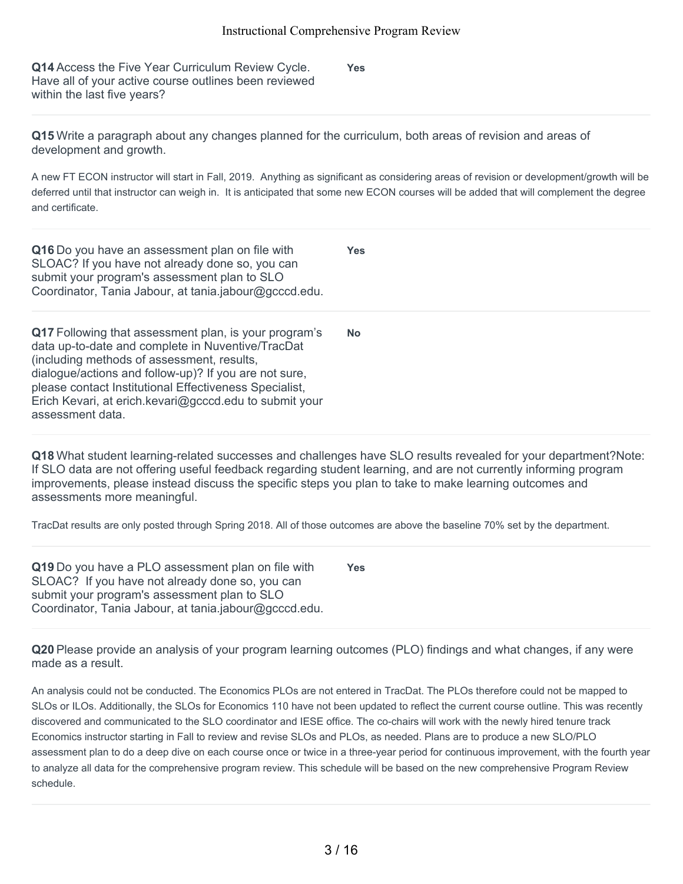**Q14** Access the Five Year Curriculum Review Cycle. Have all of your active course outlines been reviewed within the last five years?

**Yes**

---

**Q15** Write a paragraph about any changes planned for the curriculum, both areas of revision and areas of development and growth.

A new FT ECON instructor will start in Fall, 2019. Anything as significant as considering areas of revision or development/growth will be deferred until that instructor can weigh in. It is anticipated that some new ECON courses will be added that will complement the degree and certificate.

---

**Q16** Do you have an assessment plan on file with SLOAC? If you have not already done so, you can submit your program's assessment plan to SLO Coordinator, Tania Jabour, at tania.jabour@gcccd.edu.

**Yes**

---

**Q17** Following that assessment plan, is your program's data up-to-date and complete in Nuventive/TracDat (including methods of assessment, results, dialogue/actions and follow-up)? If you are not sure, please contact Institutional Effectiveness Specialist, Erich Kevari, at erich.kevari@gcccd.edu to submit your assessment data.

**No**

---

**Q18** What student learning-related successes and challenges have SLO results revealed for your department?Note: If SLO data are not offering useful feedback regarding student learning, and are not currently informing program improvements, please instead discuss the specific steps you plan to take to make learning outcomes and assessments more meaningful.

TracDat results are only posted through Spring 2018. All of those outcomes are above the baseline 70% set by the department.

---

**Q19** Do you have a PLO assessment plan on file with SLOAC? If you have not already done so, you can submit your program's assessment plan to SLO Coordinator, Tania Jabour, at tania.jabour@gcccd.edu.

**Yes**

---

**Q20** Please provide an analysis of your program learning outcomes (PLO) findings and what changes, if any were made as a result.

An analysis could not be conducted. The Economics PLOs are not entered in TracDat. The PLOs therefore could not be mapped to SLOs or ILOs. Additionally, the SLOs for Economics 110 have not been updated to reflect the current course outline. This was recently discovered and communicated to the SLO coordinator and IESE office. The co-chairs will work with the newly hired tenure track Economics instructor starting in Fall to review and revise SLOs and PLOs, as needed. Plans are to produce a new SLO/PLO assessment plan to do a deep dive on each course once or twice in a three-year period for continuous improvement, with the fourth year to analyze all data for the comprehensive program review. This schedule will be based on the new comprehensive Program Review schedule.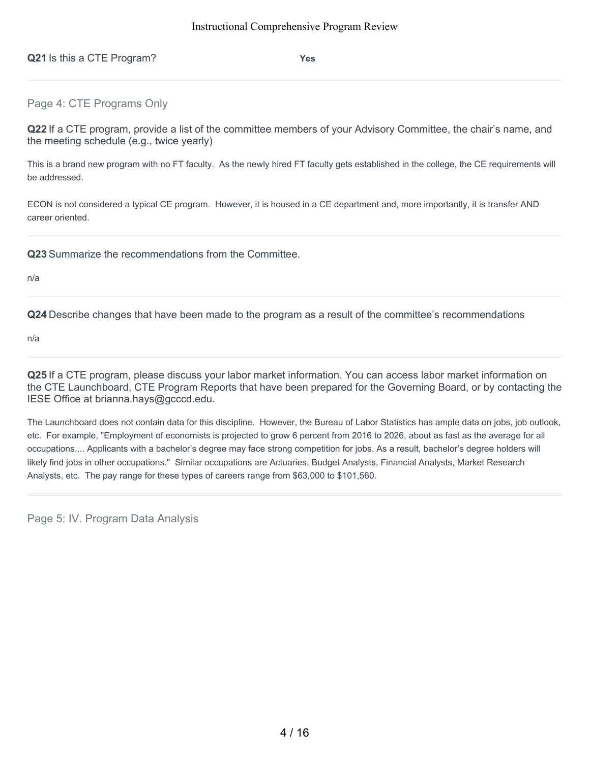**Q21** Is this a CTE Program? **Yes**

## Page 4: CTE Programs Only

**Q22** If a CTE program, provide a list of the committee members of your Advisory Committee, the chair's name, and the meeting schedule (e.g., twice yearly)

This is a brand new program with no FT faculty. As the newly hired FT faculty gets established in the college, the CE requirements will be addressed.

ECON is not considered a typical CE program. However, it is housed in a CE department and, more importantly, it is transfer AND career oriented.

**Q23** Summarize the recommendations from the Committee.

n/a

**Q24** Describe changes that have been made to the program as a result of the committee's recommendations

n/a

**Q25** If a CTE program, please discuss your labor market information. You can access labor market information on the CTE Launchboard, CTE Program Reports that have been prepared for the Governing Board, or by contacting the IESE Office at brianna.hays@gcccd.edu.

The Launchboard does not contain data for this discipline. However, the Bureau of Labor Statistics has ample data on jobs, job outlook, etc. For example, "Employment of economists is projected to grow 6 percent from 2016 to 2026, about as fast as the average for all occupations.... Applicants with a bachelor's degree may face strong competition for jobs. As a result, bachelor's degree holders will likely find jobs in other occupations." Similar occupations are Actuaries, Budget Analysts, Financial Analysts, Market Research Analysts, etc. The pay range for these types of careers range from $63,000 to $101,560.

## Page 5: IV. Program Data Analysis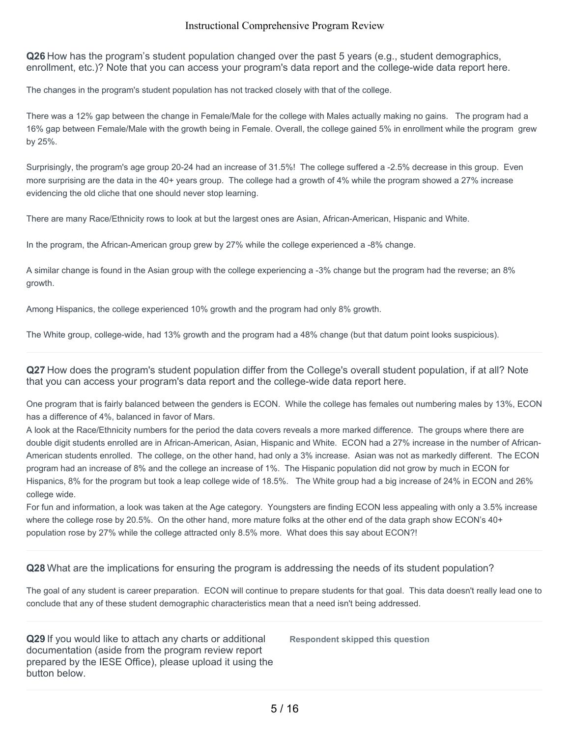**Q26** How has the program's student population changed over the past 5 years (e.g., student demographics, enrollment, etc.)? Note that you can access your program's data report and the college-wide data report here.

The changes in the program's student population has not tracked closely with that of the college.

There was a 12% gap between the change in Female/Male for the college with Males actually making no gains. The program had a 16% gap between Female/Male with the growth being in Female. Overall, the college gained 5% in enrollment while the program grew by 25%.

Surprisingly, the program's age group 20-24 had an increase of 31.5%! The college suffered a -2.5% decrease in this group. Even more surprising are the data in the 40+ years group. The college had a growth of 4% while the program showed a 27% increase evidencing the old cliche that one should never stop learning.

There are many Race/Ethnicity rows to look at but the largest ones are Asian, African-American, Hispanic and White.

In the program, the African-American group grew by 27% while the college experienced a -8% change.

A similar change is found in the Asian group with the college experiencing a -3% change but the program had the reverse; an 8% growth.

Among Hispanics, the college experienced 10% growth and the program had only 8% growth.

The White group, college-wide, had 13% growth and the program had a 48% change (but that datum point looks suspicious).

---

**Q27** How does the program's student population differ from the College's overall student population, if at all? Note that you can access your program's data report and the college-wide data report here.

One program that is fairly balanced between the genders is ECON. While the college has females out numbering males by 13%, ECON has a difference of 4%, balanced in favor of Mars.
A look at the Race/Ethnicity numbers for the period the data covers reveals a more marked difference. The groups where there are double digit students enrolled are in African-American, Asian, Hispanic and White. ECON had a 27% increase in the number of African-American students enrolled. The college, on the other hand, had only a 3% increase. Asian was not as markedly different. The ECON program had an increase of 8% and the college an increase of 1%. The Hispanic population did not grow by much in ECON for Hispanics, 8% for the program but took a leap college wide of 18.5%. The White group had a big increase of 24% in ECON and 26% college wide.
For fun and information, a look was taken at the Age category. Youngsters are finding ECON less appealing with only a 3.5% increase where the college rose by 20.5%. On the other hand, more mature folks at the other end of the data graph show ECON's 40+ population rose by 27% while the college attracted only 8.5% more. What does this say about ECON?!

---

**Q28** What are the implications for ensuring the program is addressing the needs of its student population?

The goal of any student is career preparation. ECON will continue to prepare students for that goal. This data doesn't really lead one to conclude that any of these student demographic characteristics mean that a need isn't being addressed.

---

**Q29** If you would like to attach any charts or additional documentation (aside from the program review report prepared by the IESE Office), please upload it using the button below.

**Respondent skipped this question**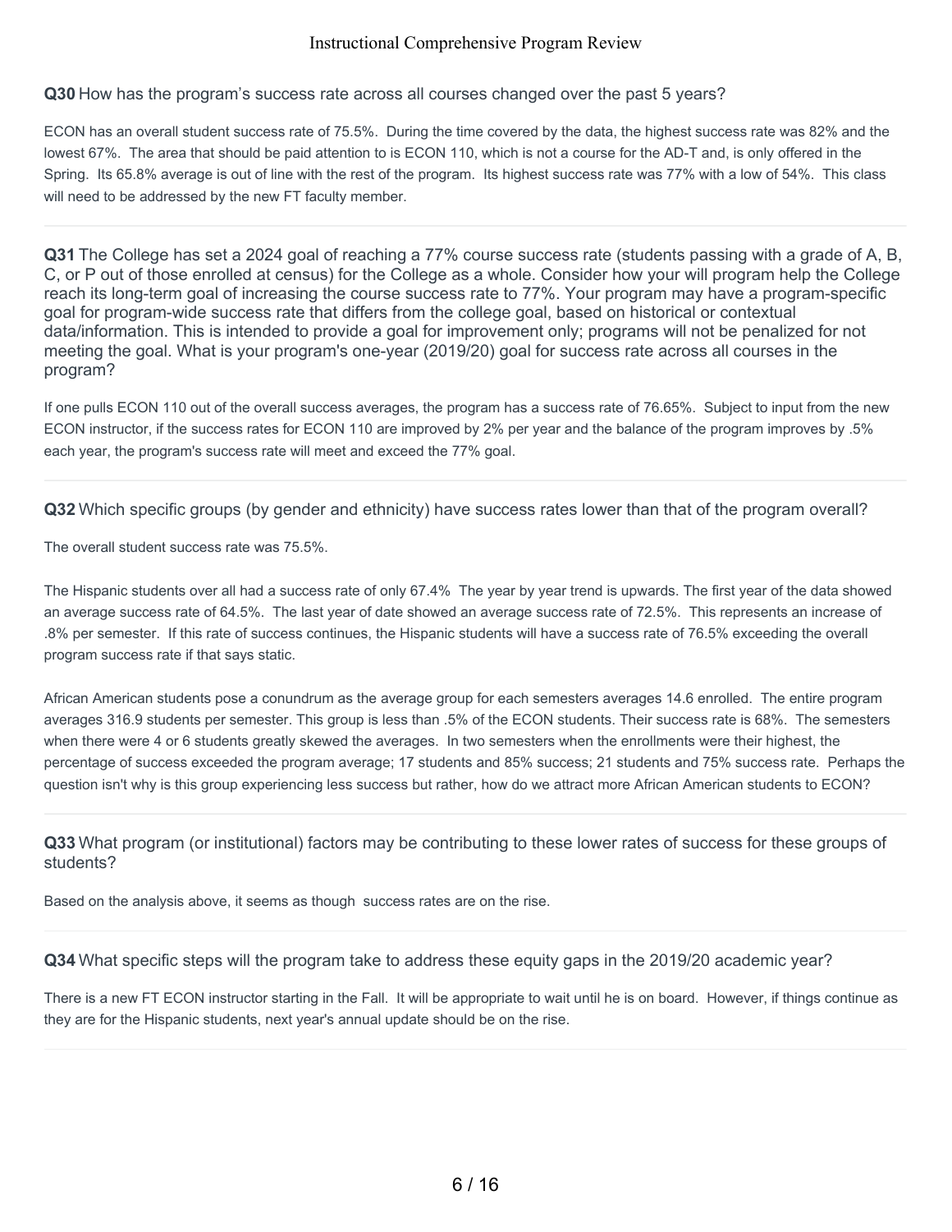**Q30** How has the program's success rate across all courses changed over the past 5 years?

ECON has an overall student success rate of 75.5%. During the time covered by the data, the highest success rate was 82% and the lowest 67%. The area that should be paid attention to is ECON 110, which is not a course for the AD-T and, is only offered in the Spring. Its 65.8% average is out of line with the rest of the program. Its highest success rate was 77% with a low of 54%. This class will need to be addressed by the new FT faculty member.

---

**Q31** The College has set a 2024 goal of reaching a 77% course success rate (students passing with a grade of A, B, C, or P out of those enrolled at census) for the College as a whole. Consider how your will program help the College reach its long-term goal of increasing the course success rate to 77%. Your program may have a program-specific goal for program-wide success rate that differs from the college goal, based on historical or contextual data/information. This is intended to provide a goal for improvement only; programs will not be penalized for not meeting the goal. What is your program's one-year (2019/20) goal for success rate across all courses in the program?

If one pulls ECON 110 out of the overall success averages, the program has a success rate of 76.65%. Subject to input from the new ECON instructor, if the success rates for ECON 110 are improved by 2% per year and the balance of the program improves by .5% each year, the program's success rate will meet and exceed the 77% goal.

---

**Q32** Which specific groups (by gender and ethnicity) have success rates lower than that of the program overall?

The overall student success rate was 75.5%.

The Hispanic students over all had a success rate of only 67.4% The year by year trend is upwards. The first year of the data showed an average success rate of 64.5%. The last year of date showed an average success rate of 72.5%. This represents an increase of .8% per semester. If this rate of success continues, the Hispanic students will have a success rate of 76.5% exceeding the overall program success rate if that says static.

African American students pose a conundrum as the average group for each semesters averages 14.6 enrolled. The entire program averages 316.9 students per semester. This group is less than .5% of the ECON students. Their success rate is 68%. The semesters when there were 4 or 6 students greatly skewed the averages. In two semesters when the enrollments were their highest, the percentage of success exceeded the program average; 17 students and 85% success; 21 students and 75% success rate. Perhaps the question isn't why is this group experiencing less success but rather, how do we attract more African American students to ECON?

---

**Q33** What program (or institutional) factors may be contributing to these lower rates of success for these groups of students?

Based on the analysis above, it seems as though success rates are on the rise.

---

**Q34** What specific steps will the program take to address these equity gaps in the 2019/20 academic year?

There is a new FT ECON instructor starting in the Fall. It will be appropriate to wait until he is on board. However, if things continue as they are for the Hispanic students, next year's annual update should be on the rise.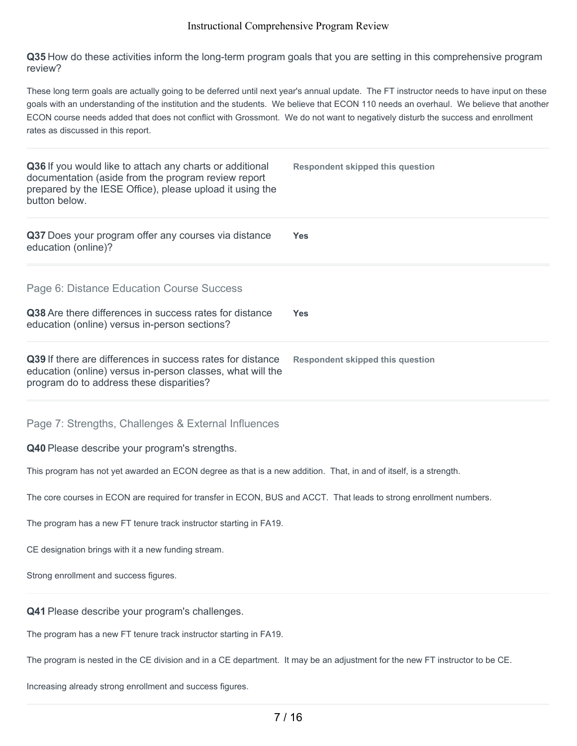**Q35** How do these activities inform the long-term program goals that you are setting in this comprehensive program review?

These long term goals are actually going to be deferred until next year's annual update. The FT instructor needs to have input on these goals with an understanding of the institution and the students. We believe that ECON 110 needs an overhaul. We believe that another ECON course needs added that does not conflict with Grossmont. We do not want to negatively disturb the success and enrollment rates as discussed in this report.

**Q36** If you would like to attach any charts or additional documentation (aside from the program review report prepared by the IESE Office), please upload it using the button below.

**Respondent skipped this question**

**Q37** Does your program offer any courses via distance education (online)?

**Yes**

## Page 6: Distance Education Course Success

**Q38** Are there differences in success rates for distance education (online) versus in-person sections?

**Yes**

**Q39** If there are differences in success rates for distance education (online) versus in-person classes, what will the program do to address these disparities?

**Respondent skipped this question**

## Page 7: Strengths, Challenges & External Influences

**Q40** Please describe your program's strengths.

This program has not yet awarded an ECON degree as that is a new addition. That, in and of itself, is a strength.

The core courses in ECON are required for transfer in ECON, BUS and ACCT. That leads to strong enrollment numbers.

The program has a new FT tenure track instructor starting in FA19.

CE designation brings with it a new funding stream.

Strong enrollment and success figures.

**Q41** Please describe your program's challenges.

The program has a new FT tenure track instructor starting in FA19.

The program is nested in the CE division and in a CE department. It may be an adjustment for the new FT instructor to be CE.

Increasing already strong enrollment and success figures.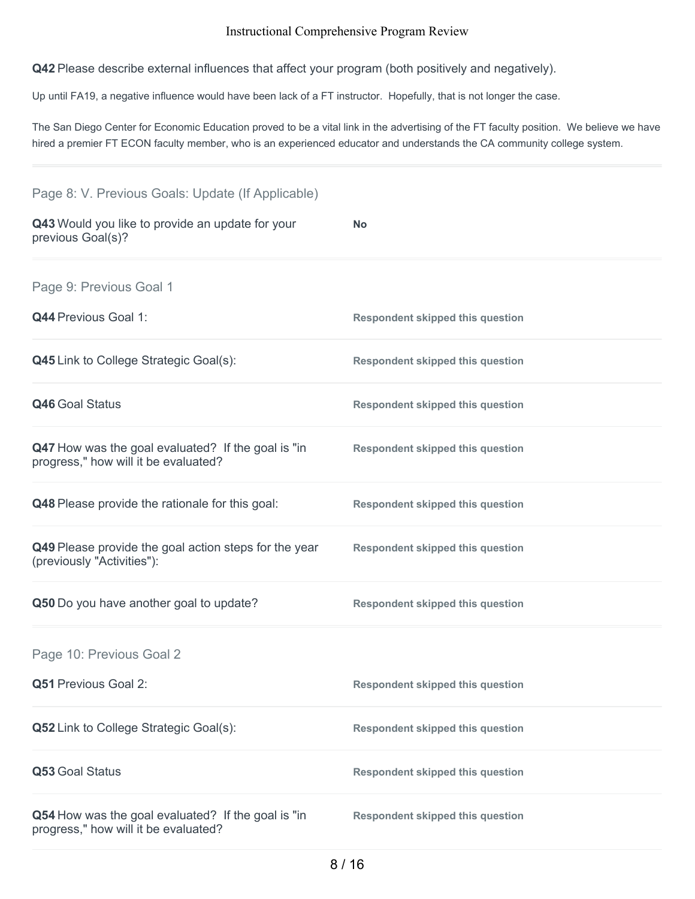**Q42** Please describe external influences that affect your program (both positively and negatively).

Up until FA19, a negative influence would have been lack of a FT instructor. Hopefully, that is not longer the case.

The San Diego Center for Economic Education proved to be a vital link in the advertising of the FT faculty position. We believe we have hired a premier FT ECON faculty member, who is an experienced educator and understands the CA community college system.

## Page 8: V. Previous Goals: Update (If Applicable)

| | |
|---|---|
| **Q43** Would you like to provide an update for your previous Goal(s)? | **No** |

## Page 9: Previous Goal 1

| | |
|---|---|
| **Q44** Previous Goal 1: | **Respondent skipped this question** |
| **Q45** Link to College Strategic Goal(s): | **Respondent skipped this question** |
| **Q46** Goal Status | **Respondent skipped this question** |
| **Q47** How was the goal evaluated? If the goal is "in progress," how will it be evaluated? | **Respondent skipped this question** |
| **Q48** Please provide the rationale for this goal: | **Respondent skipped this question** |
| **Q49** Please provide the goal action steps for the year (previously "Activities"): | **Respondent skipped this question** |
| **Q50** Do you have another goal to update? | **Respondent skipped this question** |

## Page 10: Previous Goal 2

| | |
|---|---|
| **Q51** Previous Goal 2: | **Respondent skipped this question** |
| **Q52** Link to College Strategic Goal(s): | **Respondent skipped this question** |
| **Q53** Goal Status | **Respondent skipped this question** |
| **Q54** How was the goal evaluated? If the goal is "in progress," how will it be evaluated? | **Respondent skipped this question** |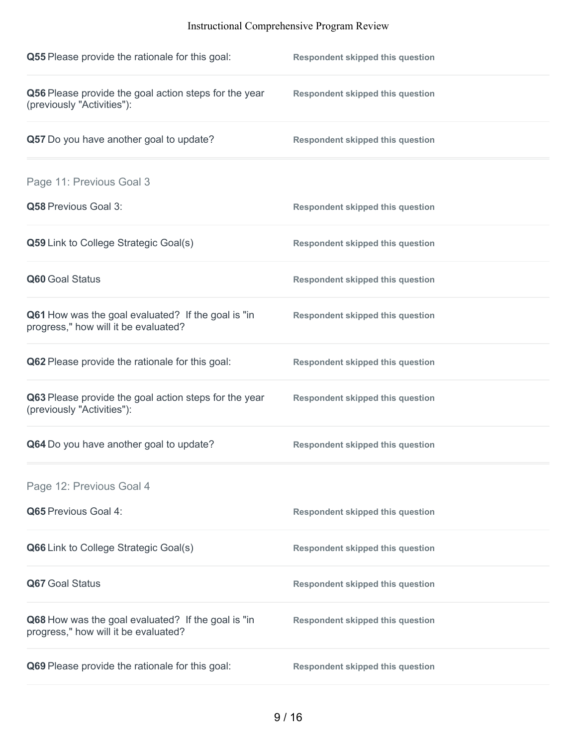**Q55** Please provide the rationale for this goal: **Respondent skipped this question**

**Q56** Please provide the goal action steps for the year (previously "Activities"): **Respondent skipped this question**

**Q57** Do you have another goal to update? **Respondent skipped this question**

## Page 11: Previous Goal 3

**Q58** Previous Goal 3: **Respondent skipped this question**

**Q59** Link to College Strategic Goal(s) **Respondent skipped this question**

**Q60** Goal Status **Respondent skipped this question**

**Q61** How was the goal evaluated? If the goal is "in progress," how will it be evaluated? **Respondent skipped this question**

**Q62** Please provide the rationale for this goal: **Respondent skipped this question**

**Q63** Please provide the goal action steps for the year (previously "Activities"): **Respondent skipped this question**

**Q64** Do you have another goal to update? **Respondent skipped this question**

## Page 12: Previous Goal 4

**Q65** Previous Goal 4: **Respondent skipped this question**

**Q66** Link to College Strategic Goal(s) **Respondent skipped this question**

**Q67** Goal Status **Respondent skipped this question**

**Q68** How was the goal evaluated? If the goal is "in progress," how will it be evaluated? **Respondent skipped this question**

**Q69** Please provide the rationale for this goal: **Respondent skipped this question**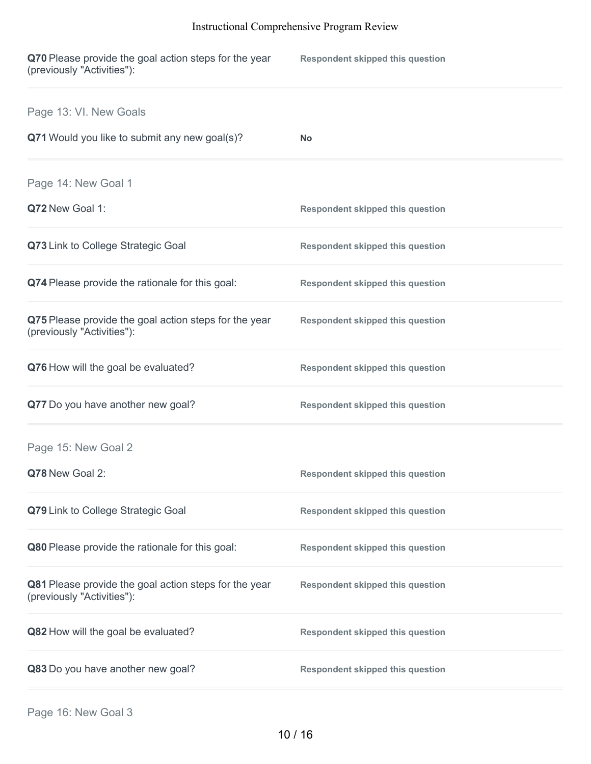**Q70** Please provide the goal action steps for the year (previously "Activities"): **Respondent skipped this question**

## Page 13: VI. New Goals

**Q71** Would you like to submit any new goal(s)? **No**

## Page 14: New Goal 1

**Q72** New Goal 1: **Respondent skipped this question**

**Q73** Link to College Strategic Goal **Respondent skipped this question**

**Q74** Please provide the rationale for this goal: **Respondent skipped this question**

**Q75** Please provide the goal action steps for the year (previously "Activities"): **Respondent skipped this question**

**Q76** How will the goal be evaluated? **Respondent skipped this question**

**Q77** Do you have another new goal? **Respondent skipped this question**

## Page 15: New Goal 2

**Q78** New Goal 2: **Respondent skipped this question**

**Q79** Link to College Strategic Goal **Respondent skipped this question**

**Q80** Please provide the rationale for this goal: **Respondent skipped this question**

**Q81** Please provide the goal action steps for the year (previously "Activities"): **Respondent skipped this question**

**Q82** How will the goal be evaluated? **Respondent skipped this question**

**Q83** Do you have another new goal? **Respondent skipped this question**

## Page 16: New Goal 3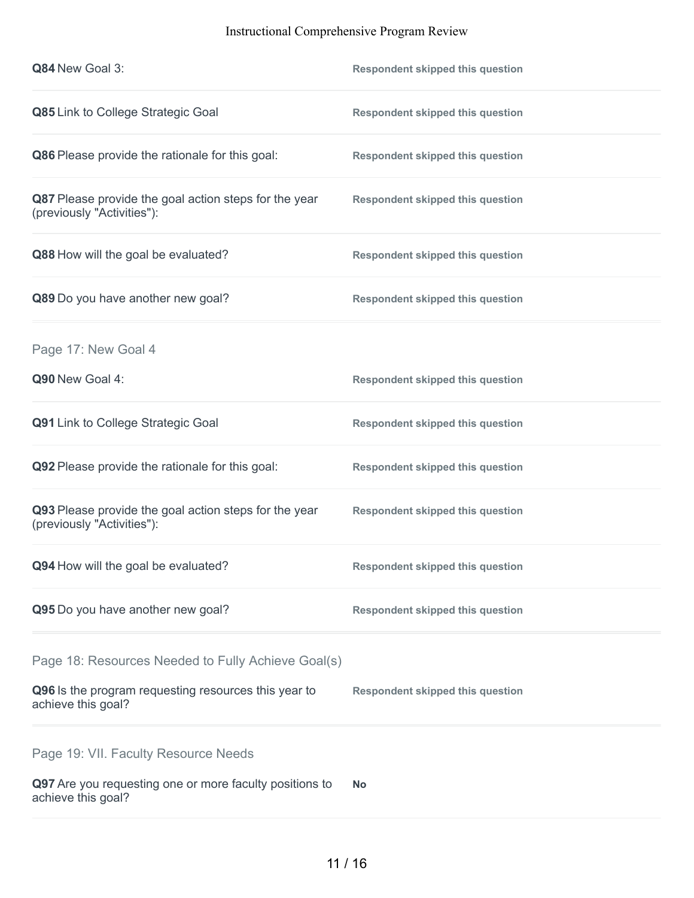**Q84** New Goal 3: **Respondent skipped this question**

**Q85** Link to College Strategic Goal **Respondent skipped this question**

**Q86** Please provide the rationale for this goal: **Respondent skipped this question**

**Q87** Please provide the goal action steps for the year (previously "Activities"): **Respondent skipped this question**

**Q88** How will the goal be evaluated? **Respondent skipped this question**

**Q89** Do you have another new goal? **Respondent skipped this question**

## Page 17: New Goal 4

**Q90** New Goal 4: **Respondent skipped this question**

**Q91** Link to College Strategic Goal **Respondent skipped this question**

**Q92** Please provide the rationale for this goal: **Respondent skipped this question**

**Q93** Please provide the goal action steps for the year (previously "Activities"): **Respondent skipped this question**

**Q94** How will the goal be evaluated? **Respondent skipped this question**

**Q95** Do you have another new goal? **Respondent skipped this question**

## Page 18: Resources Needed to Fully Achieve Goal(s)

**Q96** Is the program requesting resources this year to achieve this goal? **Respondent skipped this question**

## Page 19: VII. Faculty Resource Needs

**Q97** Are you requesting one or more faculty positions to achieve this goal? **No**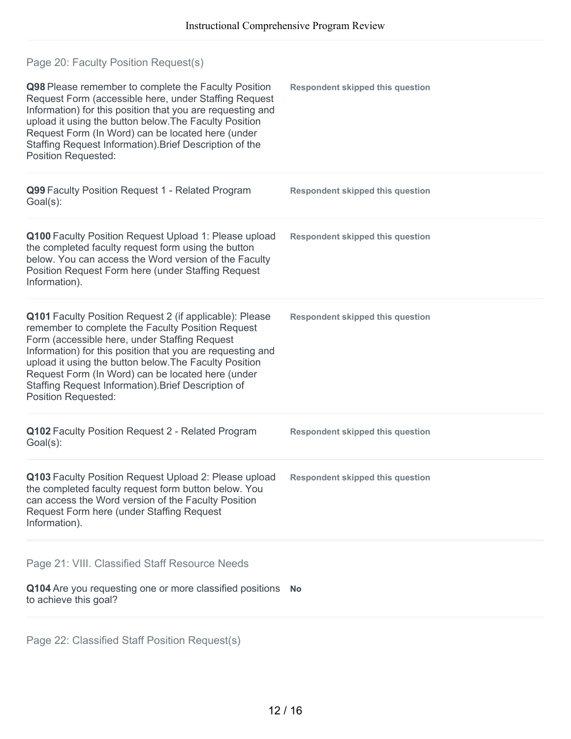## Page 20: Faculty Position Request(s)

**Q98** Please remember to complete the Faculty Position Request Form (accessible here, under Staffing Request Information) for this position that you are requesting and upload it using the button below.The Faculty Position Request Form (In Word) can be located here (under Staffing Request Information).Brief Description of the Position Requested:

**Respondent skipped this question**

**Q99** Faculty Position Request 1 - Related Program Goal(s):

**Respondent skipped this question**

**Q100** Faculty Position Request Upload 1: Please upload the completed faculty request form using the button below. You can access the Word version of the Faculty Position Request Form here (under Staffing Request Information).

**Respondent skipped this question**

**Q101** Faculty Position Request 2 (if applicable): Please remember to complete the Faculty Position Request Form (accessible here, under Staffing Request Information) for this position that you are requesting and upload it using the button below.The Faculty Position Request Form (In Word) can be located here (under Staffing Request Information).Brief Description of Position Requested:

**Respondent skipped this question**

**Q102** Faculty Position Request 2 - Related Program Goal(s):

**Respondent skipped this question**

**Q103** Faculty Position Request Upload 2: Please upload the completed faculty request form button below. You can access the Word version of the Faculty Position Request Form here (under Staffing Request Information).

**Respondent skipped this question**

## Page 21: VIII. Classified Staff Resource Needs

**Q104** Are you requesting one or more classified positions to achieve this goal?

**No**

## Page 22: Classified Staff Position Request(s)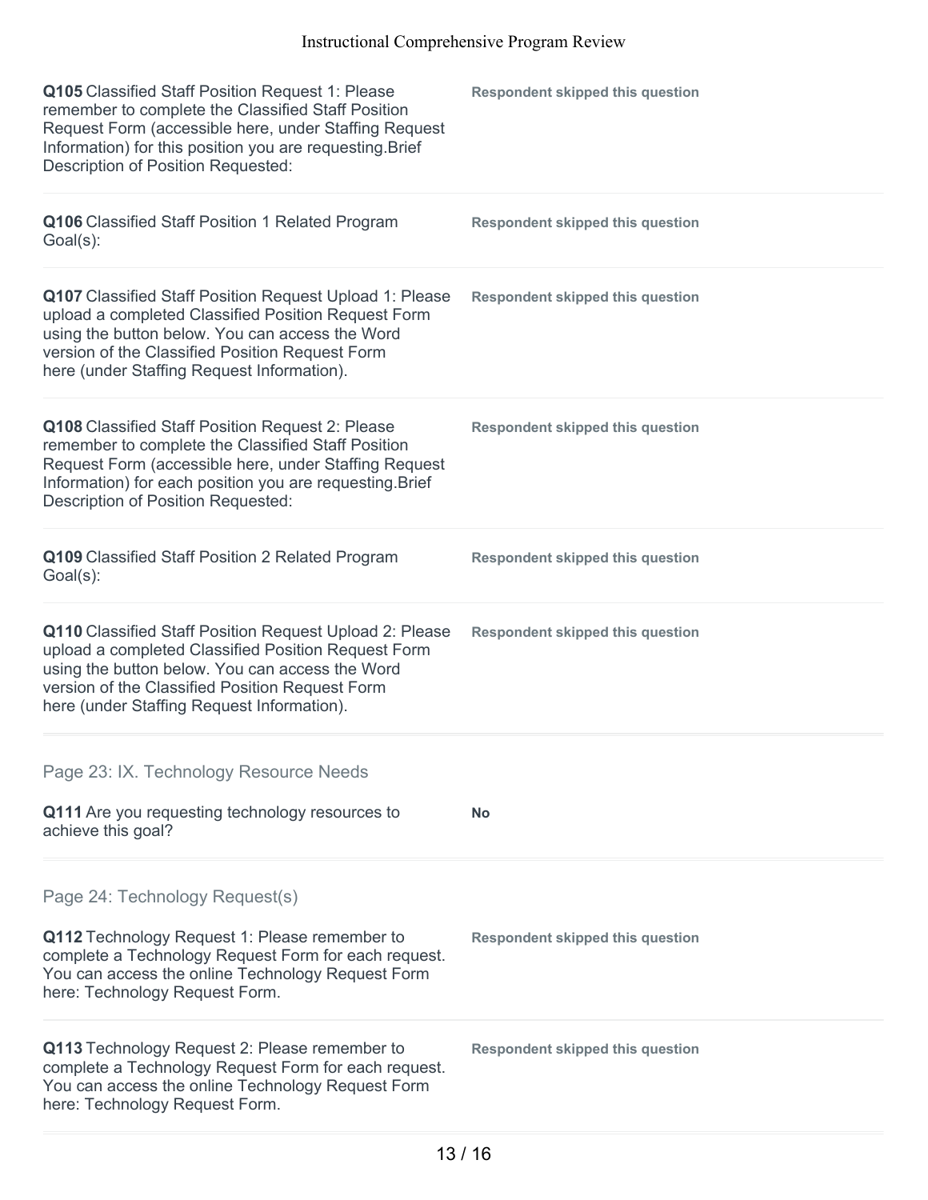**Q105** Classified Staff Position Request 1: Please remember to complete the Classified Staff Position Request Form (accessible here, under Staffing Request Information) for this position you are requesting.Brief Description of Position Requested:

**Respondent skipped this question**

**Q106** Classified Staff Position 1 Related Program Goal(s):

**Respondent skipped this question**

**Q107** Classified Staff Position Request Upload 1: Please upload a completed Classified Position Request Form using the button below. You can access the Word version of the Classified Position Request Form here (under Staffing Request Information).

**Respondent skipped this question**

**Q108** Classified Staff Position Request 2: Please remember to complete the Classified Staff Position Request Form (accessible here, under Staffing Request Information) for each position you are requesting.Brief Description of Position Requested:

**Respondent skipped this question**

**Q109** Classified Staff Position 2 Related Program Goal(s):

**Respondent skipped this question**

**Q110** Classified Staff Position Request Upload 2: Please upload a completed Classified Position Request Form using the button below. You can access the Word version of the Classified Position Request Form here (under Staffing Request Information).

**Respondent skipped this question**

## Page 23: IX. Technology Resource Needs

**Q111** Are you requesting technology resources to achieve this goal?

**No**

## Page 24: Technology Request(s)

**Q112** Technology Request 1: Please remember to complete a Technology Request Form for each request. You can access the online Technology Request Form here: Technology Request Form.

**Respondent skipped this question**

**Q113** Technology Request 2: Please remember to complete a Technology Request Form for each request. You can access the online Technology Request Form here: Technology Request Form.

**Respondent skipped this question**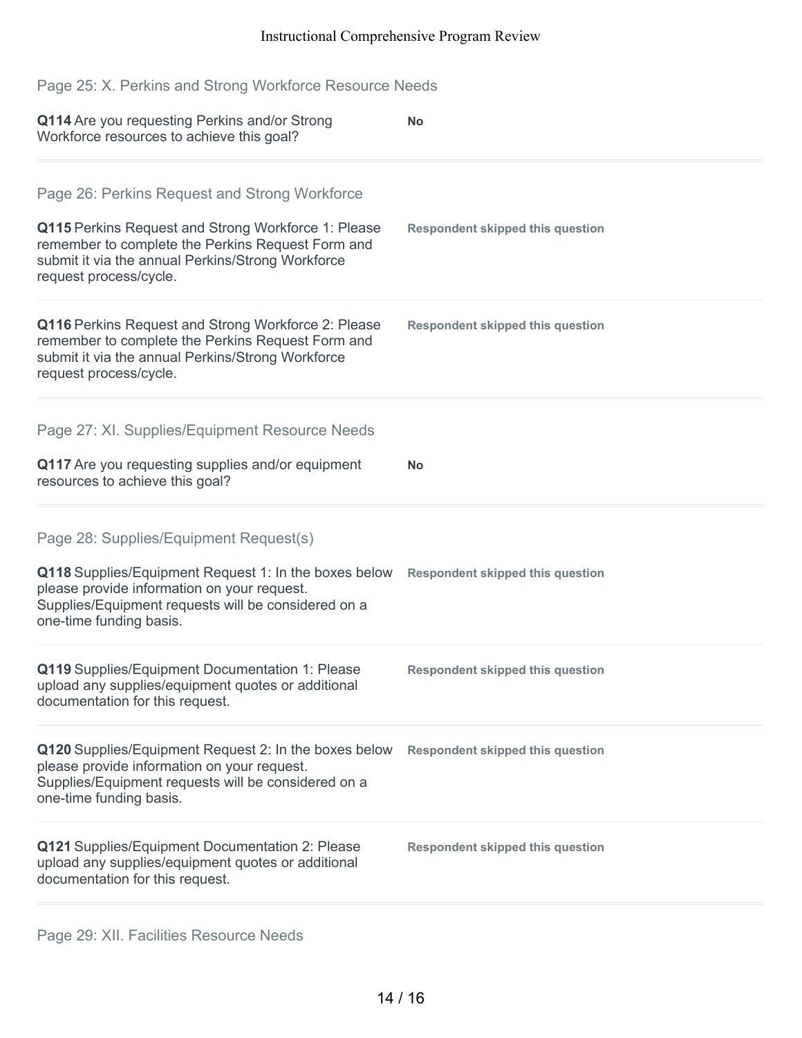## Page 25: X. Perkins and Strong Workforce Resource Needs

| | |
|---|---|
| **Q114** Are you requesting Perkins and/or Strong Workforce resources to achieve this goal? | **No** |

## Page 26: Perkins Request and Strong Workforce

| | |
|---|---|
| **Q115** Perkins Request and Strong Workforce 1: Please remember to complete the Perkins Request Form and submit it via the annual Perkins/Strong Workforce request process/cycle. | **Respondent skipped this question** |
| **Q116** Perkins Request and Strong Workforce 2: Please remember to complete the Perkins Request Form and submit it via the annual Perkins/Strong Workforce request process/cycle. | **Respondent skipped this question** |

## Page 27: XI. Supplies/Equipment Resource Needs

| | |
|---|---|
| **Q117** Are you requesting supplies and/or equipment resources to achieve this goal? | **No** |

## Page 28: Supplies/Equipment Request(s)

| | |
|---|---|
| **Q118** Supplies/Equipment Request 1: In the boxes below please provide information on your request. Supplies/Equipment requests will be considered on a one-time funding basis. | **Respondent skipped this question** |
| **Q119** Supplies/Equipment Documentation 1: Please upload any supplies/equipment quotes or additional documentation for this request. | **Respondent skipped this question** |
| **Q120** Supplies/Equipment Request 2: In the boxes below please provide information on your request. Supplies/Equipment requests will be considered on a one-time funding basis. | **Respondent skipped this question** |
| **Q121** Supplies/Equipment Documentation 2: Please upload any supplies/equipment quotes or additional documentation for this request. | **Respondent skipped this question** |

## Page 29: XII. Facilities Resource Needs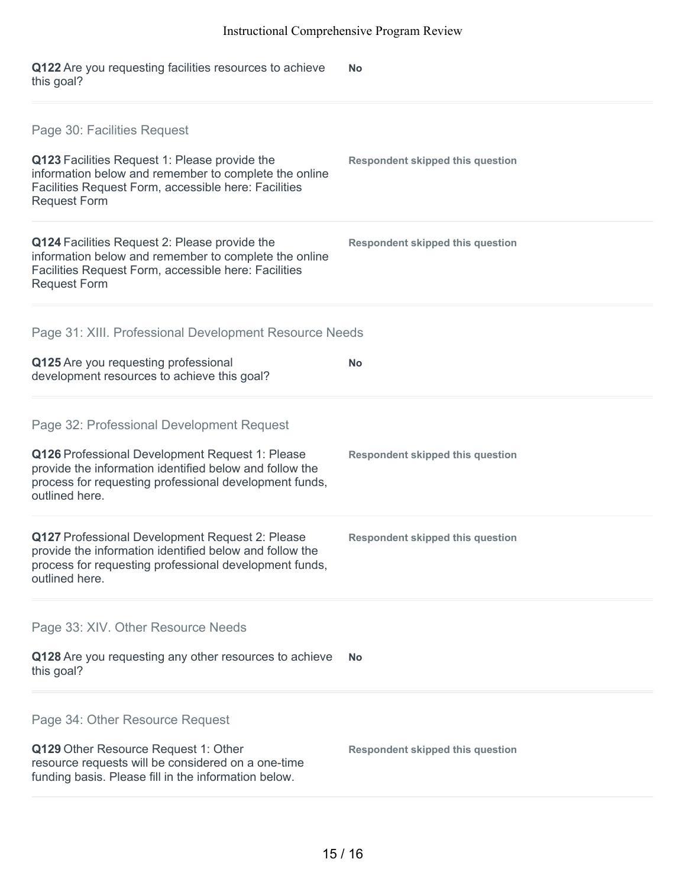**Q122** Are you requesting facilities resources to achieve this goal? **No**

## Page 30: Facilities Request

**Q123** Facilities Request 1: Please provide the information below and remember to complete the online Facilities Request Form, accessible here: Facilities Request Form

**Respondent skipped this question**

**Q124** Facilities Request 2: Please provide the information below and remember to complete the online Facilities Request Form, accessible here: Facilities Request Form

**Respondent skipped this question**

## Page 31: XIII. Professional Development Resource Needs

**Q125** Are you requesting professional development resources to achieve this goal? **No**

## Page 32: Professional Development Request

**Q126** Professional Development Request 1: Please provide the information identified below and follow the process for requesting professional development funds, outlined here.

**Respondent skipped this question**

**Q127** Professional Development Request 2: Please provide the information identified below and follow the process for requesting professional development funds, outlined here.

**Respondent skipped this question**

## Page 33: XIV. Other Resource Needs

**Q128** Are you requesting any other resources to achieve this goal? **No**

## Page 34: Other Resource Request

**Q129** Other Resource Request 1: Other resource requests will be considered on a one-time funding basis. Please fill in the information below.

**Respondent skipped this question**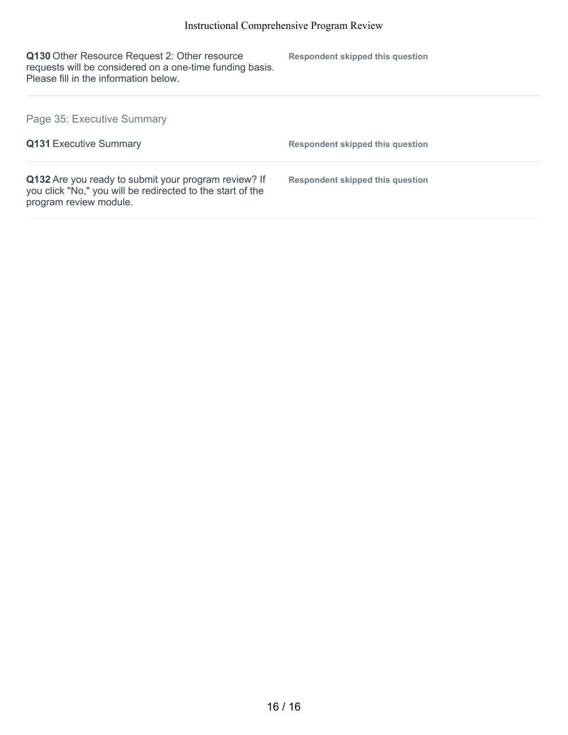**Q130** Other Resource Request 2: Other resource requests will be considered on a one-time funding basis. Please fill in the information below.

**Respondent skipped this question**

## Page 35: Executive Summary

**Q131** Executive Summary

**Respondent skipped this question**

**Q132** Are you ready to submit your program review? If you click "No," you will be redirected to the start of the program review module.

**Respondent skipped this question**